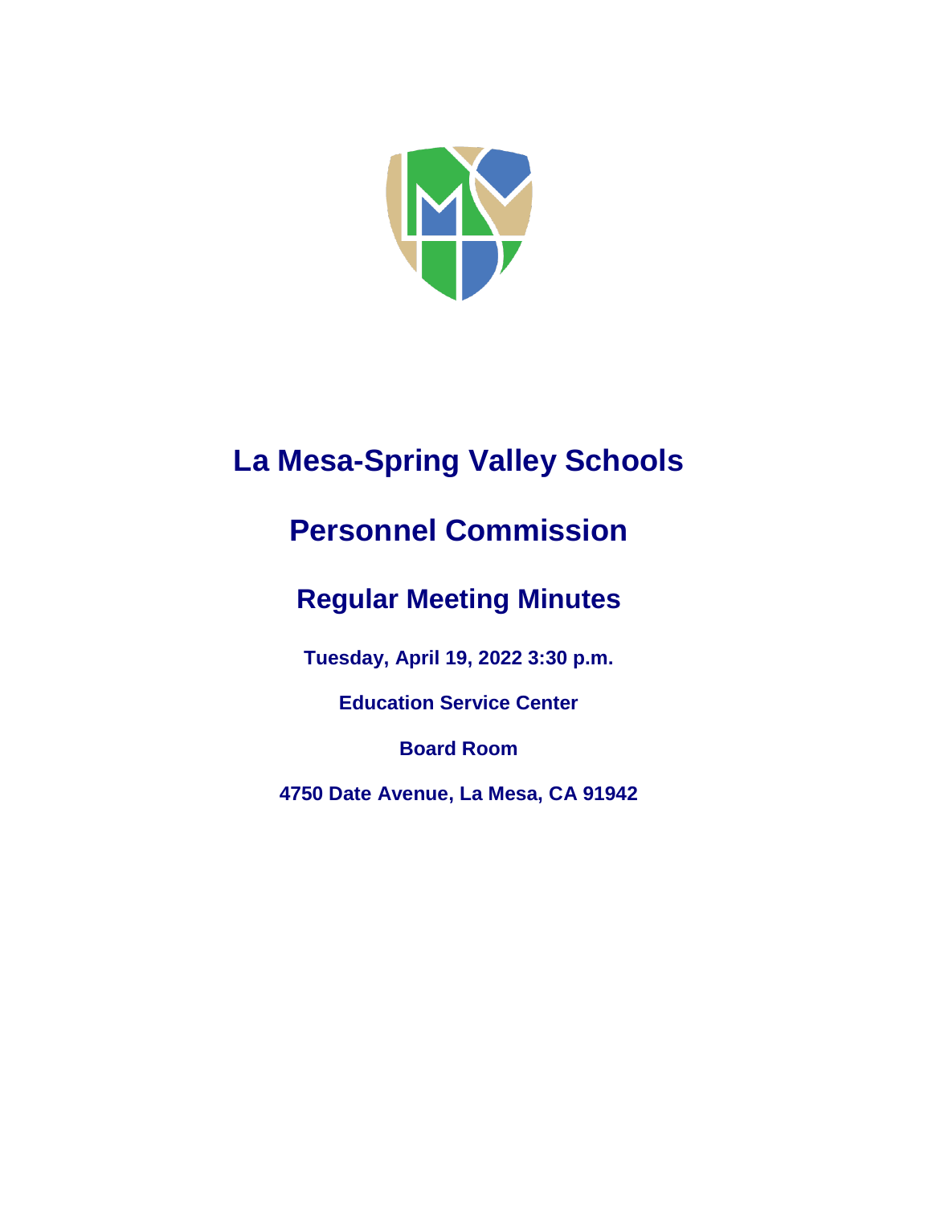# La Mesa-Spring Valley Schools

# Personnel Commission

## Regular Meeting Minutes

**Tuesday, April 19, 2022 3:30 p.m.**

**Education Service Center**

**Board Room**

**4750 Date Avenue, La Mesa, CA 91942**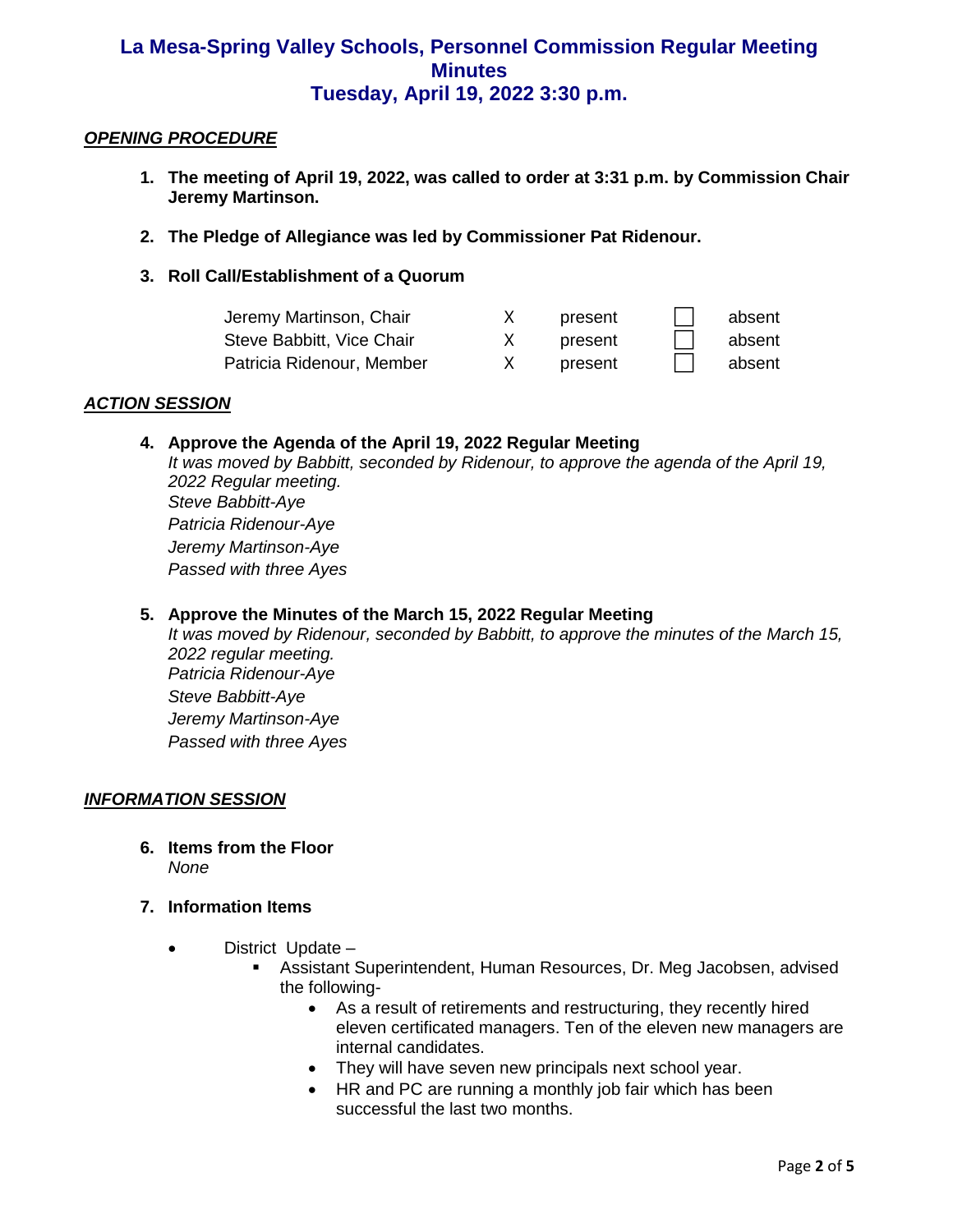# La Mesa-Spring Valley Schools, Personnel Commission Regular Meeting Minutes
# Tuesday, April 19, 2022 3:30 p.m.

***OPENING PROCEDURE***

1. **The meeting of April 19, 2022, was called to order at 3:31 p.m. by Commission Chair Jeremy Martinson.**

2. **The Pledge of Allegiance was led by Commissioner Pat Ridenour.**

3. **Roll Call/Establishment of a Quorum**

| | | | | |
|---|---|---|---|---|
| Jeremy Martinson, Chair | X | present | ☐ | absent |
| Steve Babbitt, Vice Chair | X | present | ☐ | absent |
| Patricia Ridenour, Member | X | present | ☐ | absent |

***ACTION SESSION***

4. **Approve the Agenda of the April 19, 2022 Regular Meeting**
   *It was moved by Babbitt, seconded by Ridenour, to approve the agenda of the April 19, 2022 Regular meeting.*
   *Steve Babbitt-Aye*
   *Patricia Ridenour-Aye*
   *Jeremy Martinson-Aye*
   *Passed with three Ayes*

5. **Approve the Minutes of the March 15, 2022 Regular Meeting**
   *It was moved by Ridenour, seconded by Babbitt, to approve the minutes of the March 15, 2022 regular meeting.*
   *Patricia Ridenour-Aye*
   *Steve Babbitt-Aye*
   *Jeremy Martinson-Aye*
   *Passed with three Ayes*

***INFORMATION SESSION***

6. **Items from the Floor**
   *None*

7. **Information Items**

   - District Update –
     - Assistant Superintendent, Human Resources, Dr. Meg Jacobsen, advised the following-
       - As a result of retirements and restructuring, they recently hired eleven certificated managers. Ten of the eleven new managers are internal candidates.
       - They will have seven new principals next school year.
       - HR and PC are running a monthly job fair which has been successful the last two months.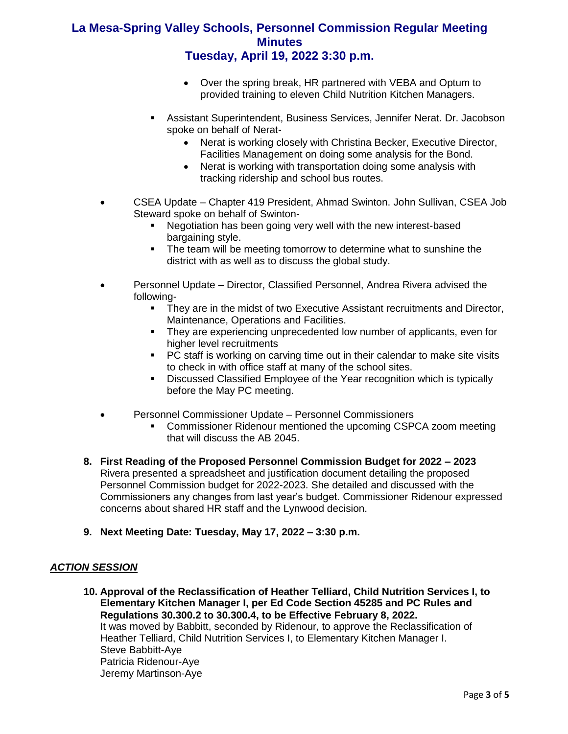- Over the spring break, HR partnered with VEBA and Optum to provided training to eleven Child Nutrition Kitchen Managers.

  - Assistant Superintendent, Business Services, Jennifer Nerat. Dr. Jacobson spoke on behalf of Nerat-
    - Nerat is working closely with Christina Becker, Executive Director, Facilities Management on doing some analysis for the Bond.
    - Nerat is working with transportation doing some analysis with tracking ridership and school bus routes.

- CSEA Update – Chapter 419 President, Ahmad Swinton. John Sullivan, CSEA Job Steward spoke on behalf of Swinton-
  - Negotiation has been going very well with the new interest-based bargaining style.
  - The team will be meeting tomorrow to determine what to sunshine the district with as well as to discuss the global study.

- Personnel Update – Director, Classified Personnel, Andrea Rivera advised the following-
  - They are in the midst of two Executive Assistant recruitments and Director, Maintenance, Operations and Facilities.
  - They are experiencing unprecedented low number of applicants, even for higher level recruitments
  - PC staff is working on carving time out in their calendar to make site visits to check in with office staff at many of the school sites.
  - Discussed Classified Employee of the Year recognition which is typically before the May PC meeting.

- Personnel Commissioner Update – Personnel Commissioners
  - Commissioner Ridenour mentioned the upcoming CSPCA zoom meeting that will discuss the AB 2045.

**8. First Reading of the Proposed Personnel Commission Budget for 2022 – 2023**
Rivera presented a spreadsheet and justification document detailing the proposed Personnel Commission budget for 2022-2023. She detailed and discussed with the Commissioners any changes from last year's budget. Commissioner Ridenour expressed concerns about shared HR staff and the Lynwood decision.

**9. Next Meeting Date: Tuesday, May 17, 2022 – 3:30 p.m.**

***ACTION SESSION***

**10. Approval of the Reclassification of Heather Telliard, Child Nutrition Services I, to Elementary Kitchen Manager I, per Ed Code Section 45285 and PC Rules and Regulations 30.300.2 to 30.300.4, to be Effective February 8, 2022.**
It was moved by Babbitt, seconded by Ridenour, to approve the Reclassification of Heather Telliard, Child Nutrition Services I, to Elementary Kitchen Manager I.
Steve Babbitt-Aye
Patricia Ridenour-Aye
Jeremy Martinson-Aye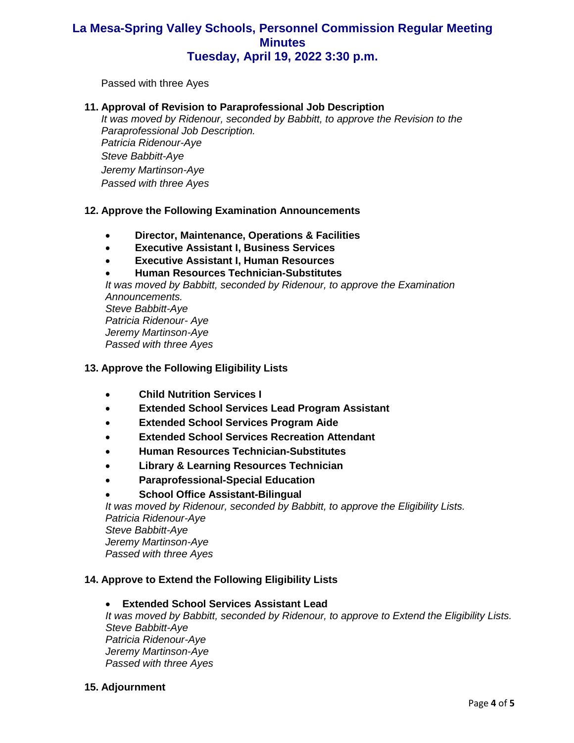Passed with three Ayes

**11. Approval of Revision to Paraprofessional Job Description**

*It was moved by Ridenour, seconded by Babbitt, to approve the Revision to the Paraprofessional Job Description.*
*Patricia Ridenour-Aye*
*Steve Babbitt-Aye*
*Jeremy Martinson-Aye*
*Passed with three Ayes*

**12. Approve the Following Examination Announcements**

- **Director, Maintenance, Operations & Facilities**
- **Executive Assistant I, Business Services**
- **Executive Assistant I, Human Resources**
- **Human Resources Technician-Substitutes**

*It was moved by Babbitt, seconded by Ridenour, to approve the Examination Announcements.*
*Steve Babbitt-Aye*
*Patricia Ridenour- Aye*
*Jeremy Martinson-Aye*
*Passed with three Ayes*

**13. Approve the Following Eligibility Lists**

- **Child Nutrition Services I**
- **Extended School Services Lead Program Assistant**
- **Extended School Services Program Aide**
- **Extended School Services Recreation Attendant**
- **Human Resources Technician-Substitutes**
- **Library & Learning Resources Technician**
- **Paraprofessional-Special Education**
- **School Office Assistant-Bilingual**

*It was moved by Ridenour, seconded by Babbitt, to approve the Eligibility Lists.*
*Patricia Ridenour-Aye*
*Steve Babbitt-Aye*
*Jeremy Martinson-Aye*
*Passed with three Ayes*

**14. Approve to Extend the Following Eligibility Lists**

- **Extended School Services Assistant Lead**

*It was moved by Babbitt, seconded by Ridenour, to approve to Extend the Eligibility Lists.*
*Steve Babbitt-Aye*
*Patricia Ridenour-Aye*
*Jeremy Martinson-Aye*
*Passed with three Ayes*

**15. Adjournment**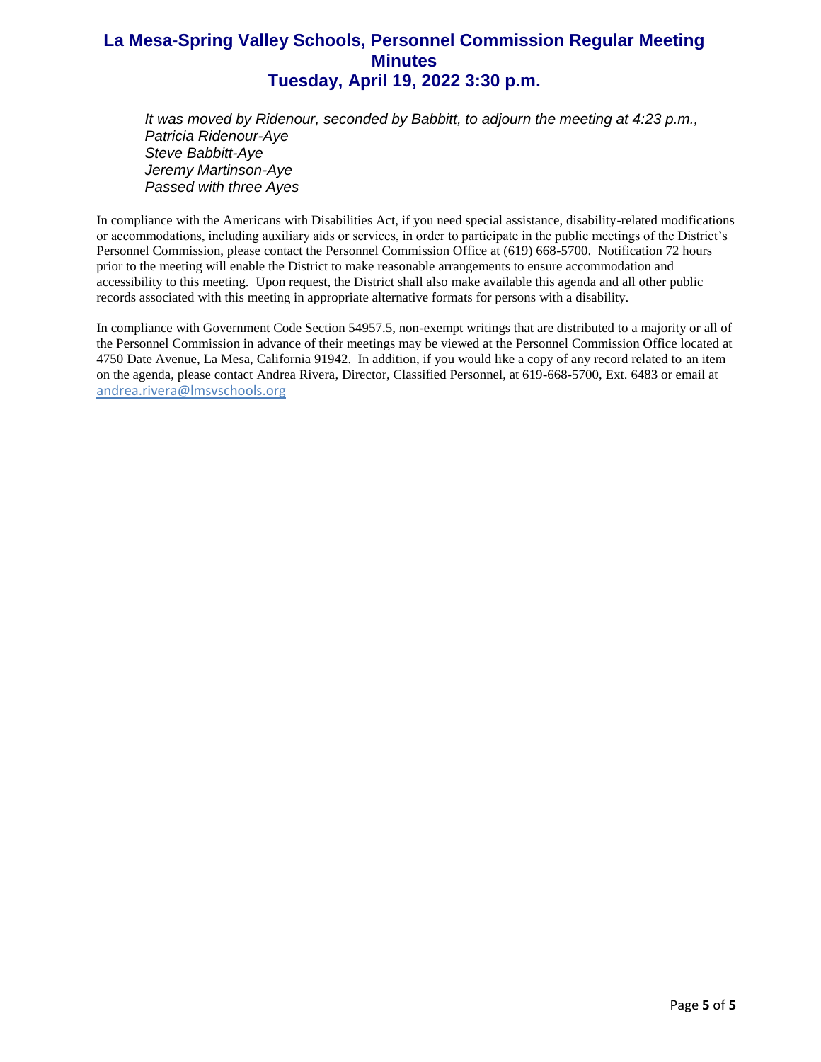*It was moved by Ridenour, seconded by Babbitt, to adjourn the meeting at 4:23 p.m.,*
*Patricia Ridenour-Aye*
*Steve Babbitt-Aye*
*Jeremy Martinson-Aye*
*Passed with three Ayes*

In compliance with the Americans with Disabilities Act, if you need special assistance, disability-related modifications or accommodations, including auxiliary aids or services, in order to participate in the public meetings of the District's Personnel Commission, please contact the Personnel Commission Office at (619) 668-5700. Notification 72 hours prior to the meeting will enable the District to make reasonable arrangements to ensure accommodation and accessibility to this meeting. Upon request, the District shall also make available this agenda and all other public records associated with this meeting in appropriate alternative formats for persons with a disability.

In compliance with Government Code Section 54957.5, non-exempt writings that are distributed to a majority or all of the Personnel Commission in advance of their meetings may be viewed at the Personnel Commission Office located at 4750 Date Avenue, La Mesa, California 91942. In addition, if you would like a copy of any record related to an item on the agenda, please contact Andrea Rivera, Director, Classified Personnel, at 619-668-5700, Ext. 6483 or email at andrea.rivera@lmsvschools.org